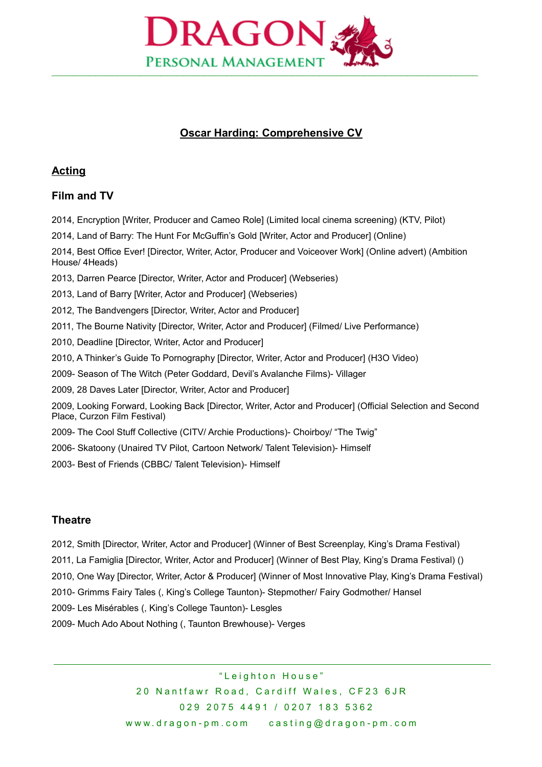# Oscar Harding: Comprehensive CV

## Acting

### Film and TV

2014, Encryption [Writer, Producer and Cameo Role] (Limited local cinema screening) (KTV, Pilot)

2014, Land of Barry: The Hunt For McGuffin's Gold [Writer, Actor and Producer] (Online)

2014, Best Office Ever! [Director, Writer, Actor, Producer and Voiceover Work] (Online advert) (Ambition House/ 4Heads)

2013, Darren Pearce [Director, Writer, Actor and Producer] (Webseries)

2013, Land of Barry [Writer, Actor and Producer] (Webseries)

2012, The Bandvengers [Director, Writer, Actor and Producer]

2011, The Bourne Nativity [Director, Writer, Actor and Producer] (Filmed/ Live Performance)

2010, Deadline [Director, Writer, Actor and Producer]

2010, A Thinker's Guide To Pornography [Director, Writer, Actor and Producer] (H3O Video)

2009- Season of The Witch (Peter Goddard, Devil's Avalanche Films)- Villager

2009, 28 Daves Later [Director, Writer, Actor and Producer]

2009, Looking Forward, Looking Back [Director, Writer, Actor and Producer] (Official Selection and Second Place, Curzon Film Festival)

2009- The Cool Stuff Collective (CITV/ Archie Productions)- Choirboy/ "The Twig"

2006- Skatoony (Unaired TV Pilot, Cartoon Network/ Talent Television)- Himself

2003- Best of Friends (CBBC/ Talent Television)- Himself

### Theatre

2012, Smith [Director, Writer, Actor and Producer] (Winner of Best Screenplay, King's Drama Festival)

2011, La Famiglia [Director, Writer, Actor and Producer] (Winner of Best Play, King's Drama Festival) ()

2010, One Way [Director, Writer, Actor & Producer] (Winner of Most Innovative Play, King's Drama Festival)

2010- Grimms Fairy Tales (, King's College Taunton)- Stepmother/ Fairy Godmother/ Hansel

2009- Les Misérables (, King's College Taunton)- Lesgles

2009- Much Ado About Nothing (, Taunton Brewhouse)- Verges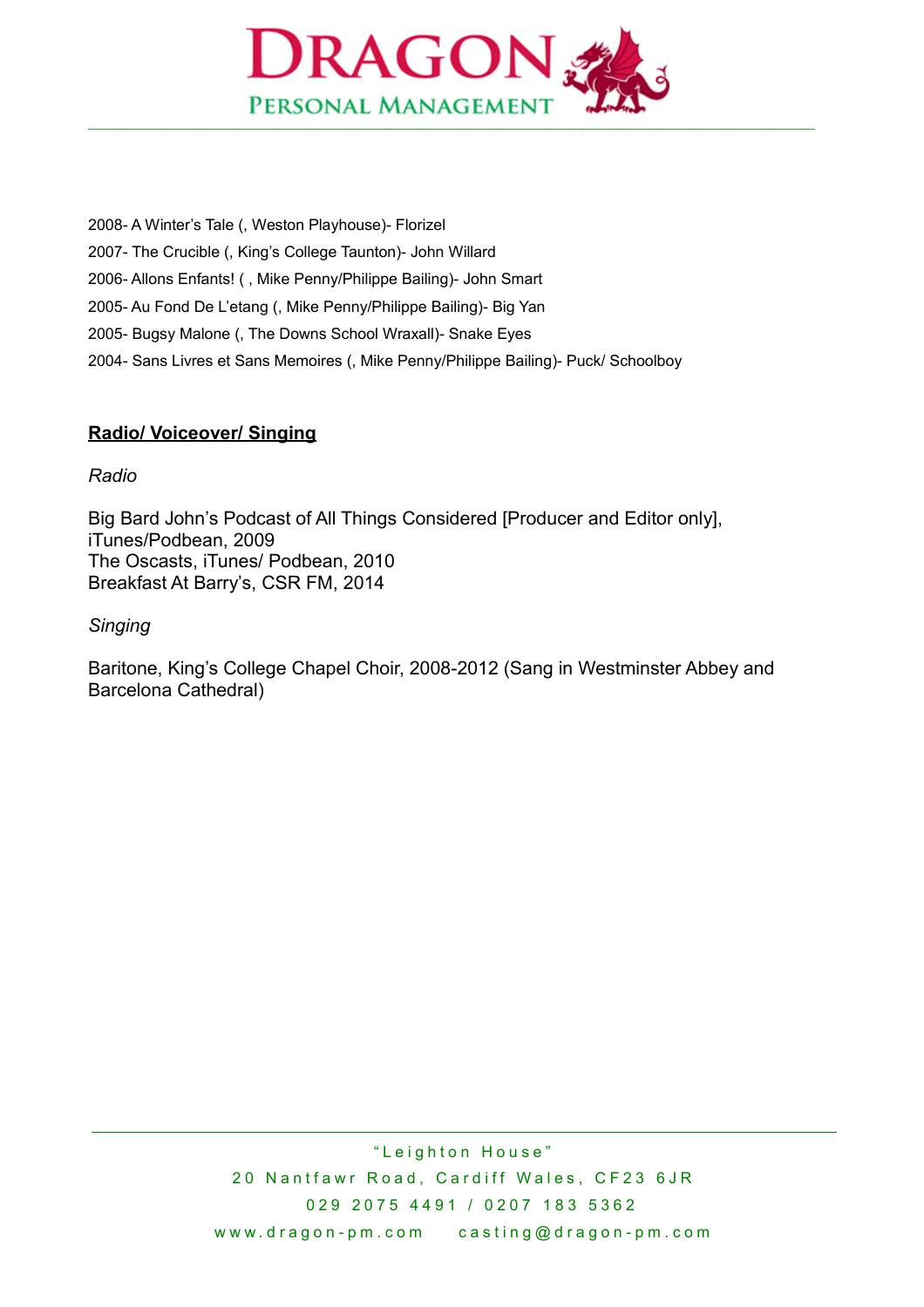2008- A Winter's Tale (, Weston Playhouse)- Florizel

2007- The Crucible (, King's College Taunton)- John Willard

2006- Allons Enfants! ( , Mike Penny/Philippe Bailing)- John Smart

2005- Au Fond De L'etang (, Mike Penny/Philippe Bailing)- Big Yan

2005- Bugsy Malone (, The Downs School Wraxall)- Snake Eyes

2004- Sans Livres et Sans Memoires (, Mike Penny/Philippe Bailing)- Puck/ Schoolboy

## **Radio/ Voiceover/ Singing**

*Radio*

Big Bard John's Podcast of All Things Considered [Producer and Editor only], iTunes/Podbean, 2009
The Oscasts, iTunes/ Podbean, 2010
Breakfast At Barry's, CSR FM, 2014

*Singing*

Baritone, King's College Chapel Choir, 2008-2012 (Sang in Westminster Abbey and Barcelona Cathedral)